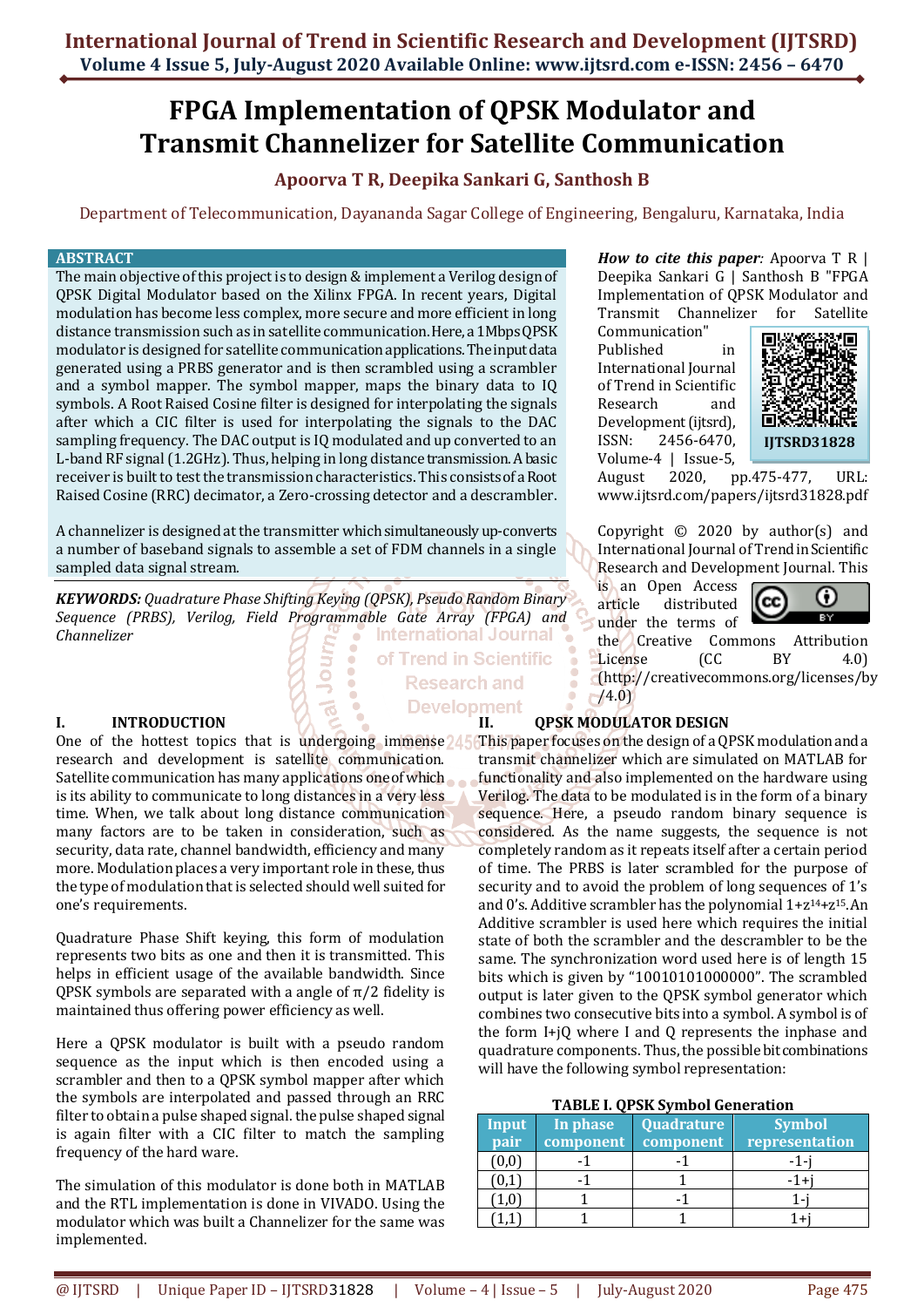# FPGA Implementation of QPSK Modulator and Transmit Channelizer for Satellite Communication

**Apoorva T R, Deepika Sankari G, Santhosh B**

Department of Telecommunication, Dayananda Sagar College of Engineering, Bengaluru, Karnataka, India

## ABSTRACT

The main objective of this project is to design & implement a Verilog design of QPSK Digital Modulator based on the Xilinx FPGA. In recent years, Digital modulation has become less complex, more secure and more efficient in long distance transmission such as in satellite communication. Here, a 1Mbps QPSK modulator is designed for satellite communication applications. The input data generated using a PRBS generator and is then scrambled using a scrambler and a symbol mapper. The symbol mapper, maps the binary data to IQ symbols. A Root Raised Cosine filter is designed for interpolating the signals after which a CIC filter is used for interpolating the signals to the DAC sampling frequency. The DAC output is IQ modulated and up converted to an L-band RF signal (1.2GHz). Thus, helping in long distance transmission. A basic receiver is built to test the transmission characteristics. This consists of a Root Raised Cosine (RRC) decimator, a Zero-crossing detector and a descrambler.

A channelizer is designed at the transmitter which simultaneously up-converts a number of baseband signals to assemble a set of FDM channels in a single sampled data signal stream.

***KEYWORDS:*** *Quadrature Phase Shifting Keying (QPSK), Pseudo Random Binary Sequence (PRBS), Verilog, Field Programmable Gate Array (FPGA) and Channelizer*

***How to cite this paper:*** Apoorva T R | Deepika Sankari G | Santhosh B "FPGA Implementation of QPSK Modulator and Transmit Channelizer for Satellite Communication" Published in International Journal of Trend in Scientific Research and Development (ijtsrd), ISSN: 2456-6470, Volume-4 | Issue-5, August 2020, pp.475-477, URL: www.ijtsrd.com/papers/ijtsrd31828.pdf

IJTSRD31828

Copyright © 2020 by author(s) and International Journal of Trend in Scientific Research and Development Journal. This is an Open Access article distributed under the terms of the Creative Commons Attribution License (CC BY 4.0) (http://creativecommons.org/licenses/by/4.0)

## I. INTRODUCTION

One of the hottest topics that is undergoing immense research and development is satellite communication. Satellite communication has many applications one of which is its ability to communicate to long distances in a very less time. When, we talk about long distance communication many factors are to be taken in consideration, such as security, data rate, channel bandwidth, efficiency and many more. Modulation places a very important role in these, thus the type of modulation that is selected should well suited for one's requirements.

Quadrature Phase Shift keying, this form of modulation represents two bits as one and then it is transmitted. This helps in efficient usage of the available bandwidth. Since QPSK symbols are separated with a angle of $\pi/2$ fidelity is maintained thus offering power efficiency as well.

Here a QPSK modulator is built with a pseudo random sequence as the input which is then encoded using a scrambler and then to a QPSK symbol mapper after which the symbols are interpolated and passed through an RRC filter to obtain a pulse shaped signal. the pulse shaped signal is again filter with a CIC filter to match the sampling frequency of the hard ware.

The simulation of this modulator is done both in MATLAB and the RTL implementation is done in VIVADO. Using the modulator which was built a Channelizer for the same was implemented.

## II. QPSK MODULATOR DESIGN

This paper focuses on the design of a QPSK modulation and a transmit channelizer which are simulated on MATLAB for functionality and also implemented on the hardware using Verilog. The data to be modulated is in the form of a binary sequence. Here, a pseudo random binary sequence is considered. As the name suggests, the sequence is not completely random as it repeats itself after a certain period of time. The PRBS is later scrambled for the purpose of security and to avoid the problem of long sequences of 1's and 0's. Additive scrambler has the polynomial $1+z^{14}+z^{15}$. An Additive scrambler is used here which requires the initial state of both the scrambler and the descrambler to be the same. The synchronization word used here is of length 15 bits which is given by "10010101000000". The scrambled output is later given to the QPSK symbol generator which combines two consecutive bits into a symbol. A symbol is of the form I+jQ where I and Q represents the inphase and quadrature components. Thus, the possible bit combinations will have the following symbol representation:

**TABLE I. QPSK Symbol Generation**

| Input pair | In phase component | Quadrature component | Symbol representation |
|---|---|---|---|
| (0,0) | -1 | -1 | -1-j |
| (0,1) | -1 | 1 | -1+j |
| (1,0) | 1 | -1 | 1-j |
| (1,1) | 1 | 1 | 1+j |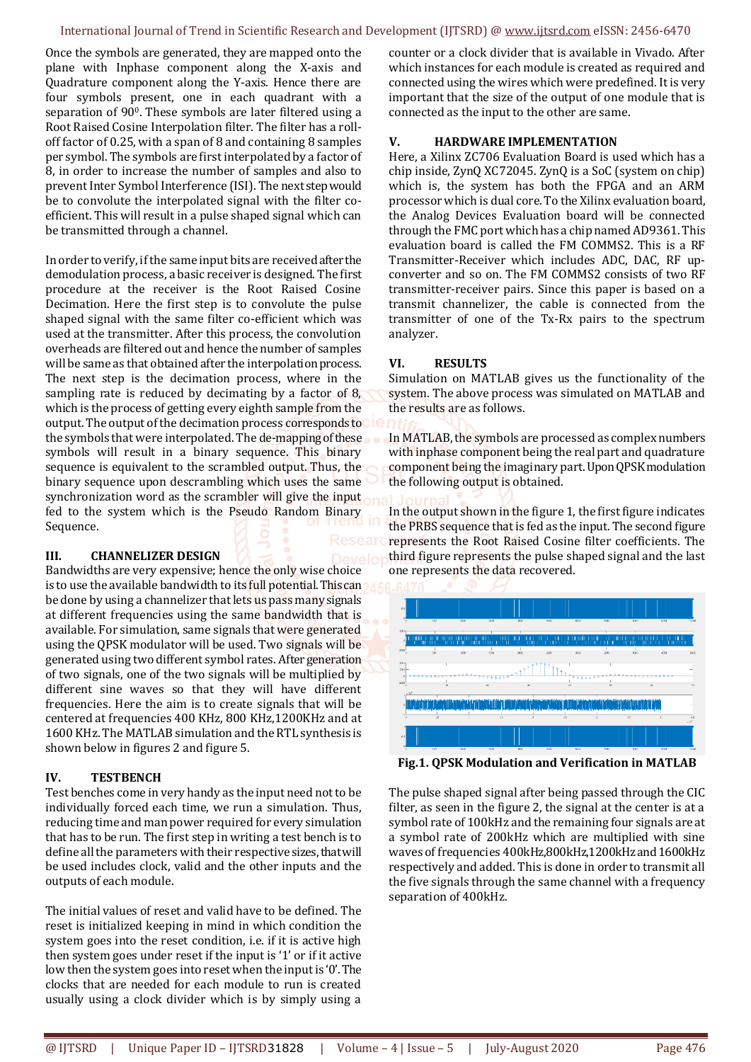Once the symbols are generated, they are mapped onto the plane with Inphase component along the X-axis and Quadrature component along the Y-axis. Hence there are four symbols present, one in each quadrant with a separation of $90^0$. These symbols are later filtered using a Root Raised Cosine Interpolation filter. The filter has a roll-off factor of 0.25, with a span of 8 and containing 8 samples per symbol. The symbols are first interpolated by a factor of 8, in order to increase the number of samples and also to prevent Inter Symbol Interference (ISI). The next step would be to convolute the interpolated signal with the filter co-efficient. This will result in a pulse shaped signal which can be transmitted through a channel.

In order to verify, if the same input bits are received after the demodulation process, a basic receiver is designed. The first procedure at the receiver is the Root Raised Cosine Decimation. Here the first step is to convolute the pulse shaped signal with the same filter co-efficient which was used at the transmitter. After this process, the convolution overheads are filtered out and hence the number of samples will be same as that obtained after the interpolation process. The next step is the decimation process, where in the sampling rate is reduced by decimating by a factor of 8, which is the process of getting every eighth sample from the output. The output of the decimation process corresponds to the symbols that were interpolated. The de-mapping of these symbols will result in a binary sequence. This binary sequence is equivalent to the scrambled output. Thus, the binary sequence upon descrambling which uses the same synchronization word as the scrambler will give the input fed to the system which is the Pseudo Random Binary Sequence.

## III. CHANNELIZER DESIGN

Bandwidths are very expensive; hence the only wise choice is to use the available bandwidth to its full potential. This can be done by using a channelizer that lets us pass many signals at different frequencies using the same bandwidth that is available. For simulation, same signals that were generated using the QPSK modulator will be used. Two signals will be generated using two different symbol rates. After generation of two signals, one of the two signals will be multiplied by different sine waves so that they will have different frequencies. Here the aim is to create signals that will be centered at frequencies 400 KHz, 800 KHz,1200KHz and at 1600 KHz. The MATLAB simulation and the RTL synthesis is shown below in figures 2 and figure 5.

## IV. TESTBENCH

Test benches come in very handy as the input need not to be individually forced each time, we run a simulation. Thus, reducing time and man power required for every simulation that has to be run. The first step in writing a test bench is to define all the parameters with their respective sizes, that will be used includes clock, valid and the other inputs and the outputs of each module.

The initial values of reset and valid have to be defined. The reset is initialized keeping in mind in which condition the system goes into the reset condition, i.e. if it is active high then system goes under reset if the input is '1' or if it active low then the system goes into reset when the input is '0'. The clocks that are needed for each module to run is created usually using a clock divider which is by simply using a counter or a clock divider that is available in Vivado. After which instances for each module is created as required and connected using the wires which were predefined. It is very important that the size of the output of one module that is connected as the input to the other are same.

## V. HARDWARE IMPLEMENTATION

Here, a Xilinx ZC706 Evaluation Board is used which has a chip inside, ZynQ XC72045. ZynQ is a SoC (system on chip) which is, the system has both the FPGA and an ARM processor which is dual core. To the Xilinx evaluation board, the Analog Devices Evaluation board will be connected through the FMC port which has a chip named AD9361. This evaluation board is called the FM COMMS2. This is a RF Transmitter-Receiver which includes ADC, DAC, RF up-converter and so on. The FM COMMS2 consists of two RF transmitter-receiver pairs. Since this paper is based on a transmit channelizer, the cable is connected from the transmitter of one of the Tx-Rx pairs to the spectrum analyzer.

## VI. RESULTS

Simulation on MATLAB gives us the functionality of the system. The above process was simulated on MATLAB and the results are as follows.

In MATLAB, the symbols are processed as complex numbers with inphase component being the real part and quadrature component being the imaginary part. Upon QPSK modulation the following output is obtained.

In the output shown in the figure 1, the first figure indicates the PRBS sequence that is fed as the input. The second figure represents the Root Raised Cosine filter coefficients. The third figure represents the pulse shaped signal and the last one represents the data recovered.

**Fig.1. QPSK Modulation and Verification in MATLAB**

The pulse shaped signal after being passed through the CIC filter, as seen in the figure 2, the signal at the center is at a symbol rate of 100kHz and the remaining four signals are at a symbol rate of 200kHz which are multiplied with sine waves of frequencies 400kHz,800kHz,1200kHz and 1600kHz respectively and added. This is done in order to transmit all the five signals through the same channel with a frequency separation of 400kHz.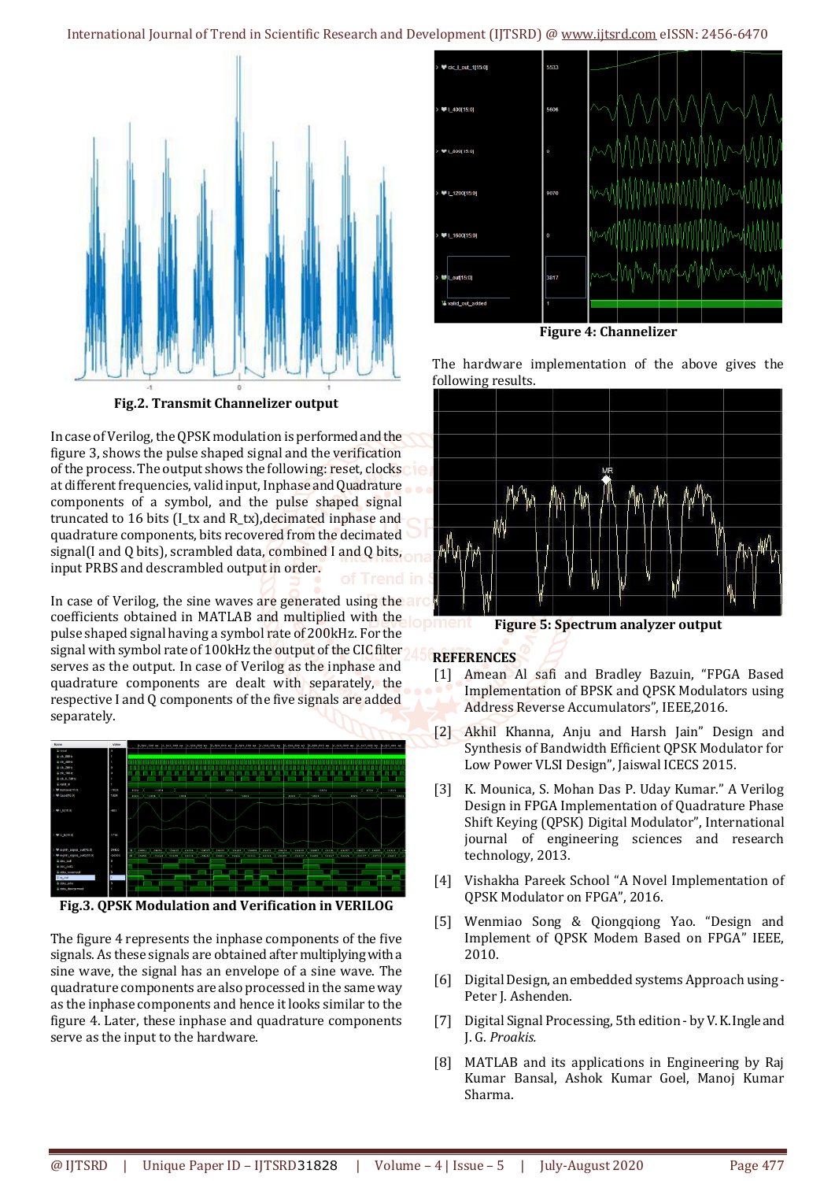Fig.2. Transmit Channelizer output

In case of Verilog, the QPSK modulation is performed and the figure 3, shows the pulse shaped signal and the verification of the process. The output shows the following: reset, clocks at different frequencies, valid input, Inphase and Quadrature components of a symbol, and the pulse shaped signal truncated to 16 bits (I_tx and R_tx),decimated inphase and quadrature components, bits recovered from the decimated signal(I and Q bits), scrambled data, combined I and Q bits, input PRBS and descrambled output in order.

In case of Verilog, the sine waves are generated using the coefficients obtained in MATLAB and multiplied with the pulse shaped signal having a symbol rate of 200kHz. For the signal with symbol rate of 100kHz the output of the CIC filter serves as the output. In case of Verilog as the inphase and quadrature components are dealt with separately, the respective I and Q components of the five signals are added separately.

Fig.3. QPSK Modulation and Verification in VERILOG

The figure 4 represents the inphase components of the five signals. As these signals are obtained after multiplying with a sine wave, the signal has an envelope of a sine wave. The quadrature components are also processed in the same way as the inphase components and hence it looks similar to the figure 4. Later, these inphase and quadrature components serve as the input to the hardware.

Figure 4: Channelizer

The hardware implementation of the above gives the following results.

Figure 5: Spectrum analyzer output

## REFERENCES

[1] Amean Al safi and Bradley Bazuin, "FPGA Based Implementation of BPSK and QPSK Modulators using Address Reverse Accumulators", IEEE,2016.

[2] Akhil Khanna, Anju and Harsh Jain" Design and Synthesis of Bandwidth Efficient QPSK Modulator for Low Power VLSI Design", Jaiswal ICECS 2015.

[3] K. Mounica, S. Mohan Das P. Uday Kumar." A Verilog Design in FPGA Implementation of Quadrature Phase Shift Keying (QPSK) Digital Modulator", International journal of engineering sciences and research technology, 2013.

[4] Vishakha Pareek School "A Novel Implementation of QPSK Modulator on FPGA", 2016.

[5] Wenmiao Song & Qiongqiong Yao. "Design and Implement of QPSK Modem Based on FPGA" IEEE, 2010.

[6] Digital Design, an embedded systems Approach using - Peter J. Ashenden.

[7] Digital Signal Processing, 5th edition - by V. K. Ingle and J. G. *Proakis.*

[8] MATLAB and its applications in Engineering by Raj Kumar Bansal, Ashok Kumar Goel, Manoj Kumar Sharma.